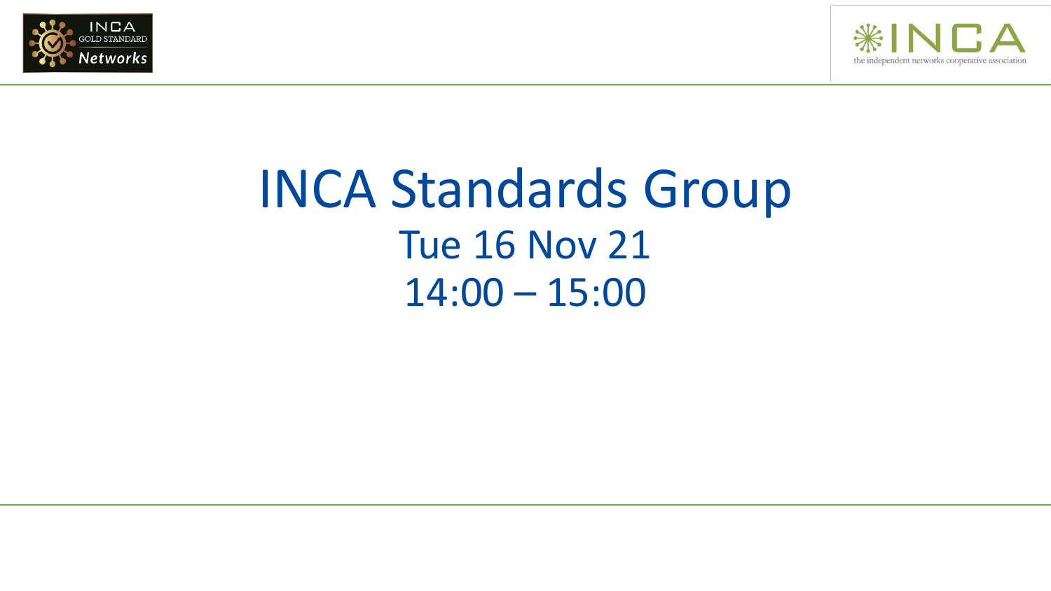# INCA Standards Group

Tue 16 Nov 21

14:00 – 15:00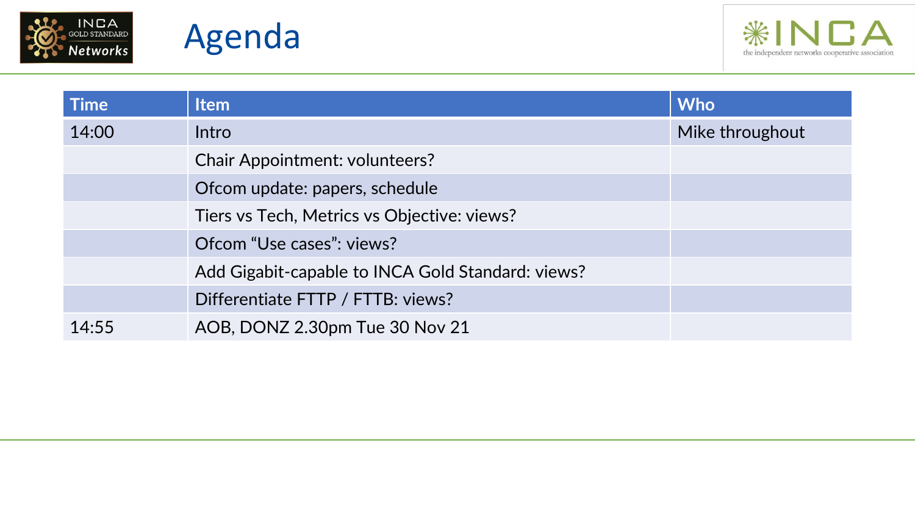# Agenda

| Time | Item | Who |
| --- | --- | --- |
| 14:00 | Intro | Mike throughout |
| | Chair Appointment: volunteers? | |
| | Ofcom update: papers, schedule | |
| | Tiers vs Tech, Metrics vs Objective: views? | |
| | Ofcom "Use cases": views? | |
| | Add Gigabit-capable to INCA Gold Standard: views? | |
| | Differentiate FTTP / FTTB: views? | |
| 14:55 | AOB, DONZ 2.30pm Tue 30 Nov 21 | |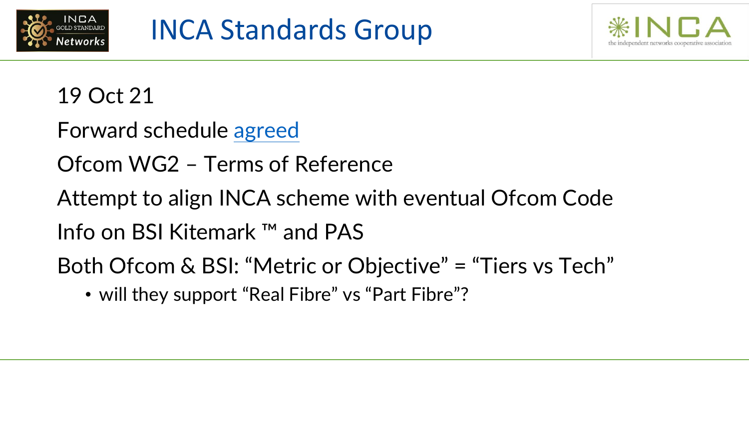# INCA Standards Group

19 Oct 21

Forward schedule agreed

Ofcom WG2 – Terms of Reference

Attempt to align INCA scheme with eventual Ofcom Code

Info on BSI Kitemark ™ and PAS

Both Ofcom & BSI: "Metric or Objective" = "Tiers vs Tech"

- will they support "Real Fibre" vs "Part Fibre"?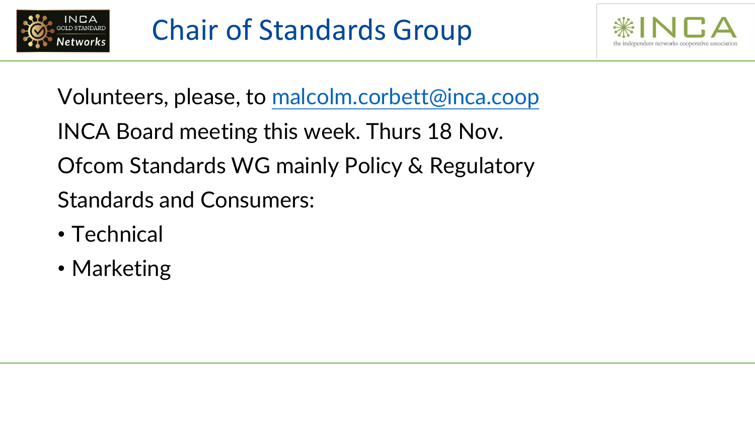# Chair of Standards Group

Volunteers, please, to malcolm.corbett@inca.coop

INCA Board meeting this week. Thurs 18 Nov.

Ofcom Standards WG mainly Policy & Regulatory

Standards and Consumers:

- Technical
- Marketing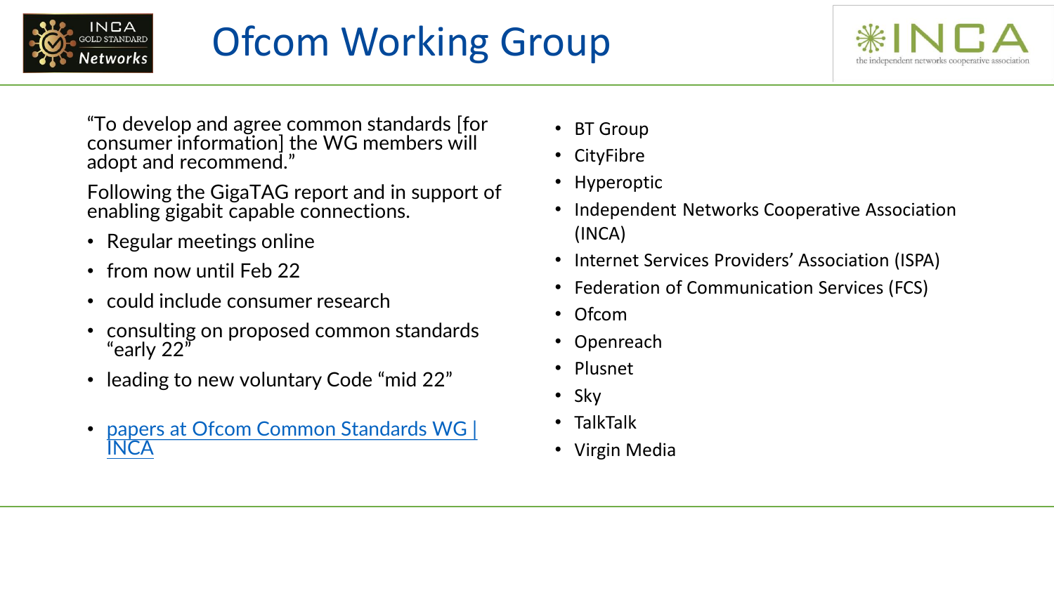# Ofcom Working Group

"To develop and agree common standards [for consumer information] the WG members will adopt and recommend."

Following the GigaTAG report and in support of enabling gigabit capable connections.

- Regular meetings online
- from now until Feb 22
- could include consumer research
- consulting on proposed common standards "early 22"
- leading to new voluntary Code "mid 22"

- papers at Ofcom Common Standards WG | INCA

- BT Group
- CityFibre
- Hyperoptic
- Independent Networks Cooperative Association (INCA)
- Internet Services Providers' Association (ISPA)
- Federation of Communication Services (FCS)
- Ofcom
- Openreach
- Plusnet
- Sky
- TalkTalk
- Virgin Media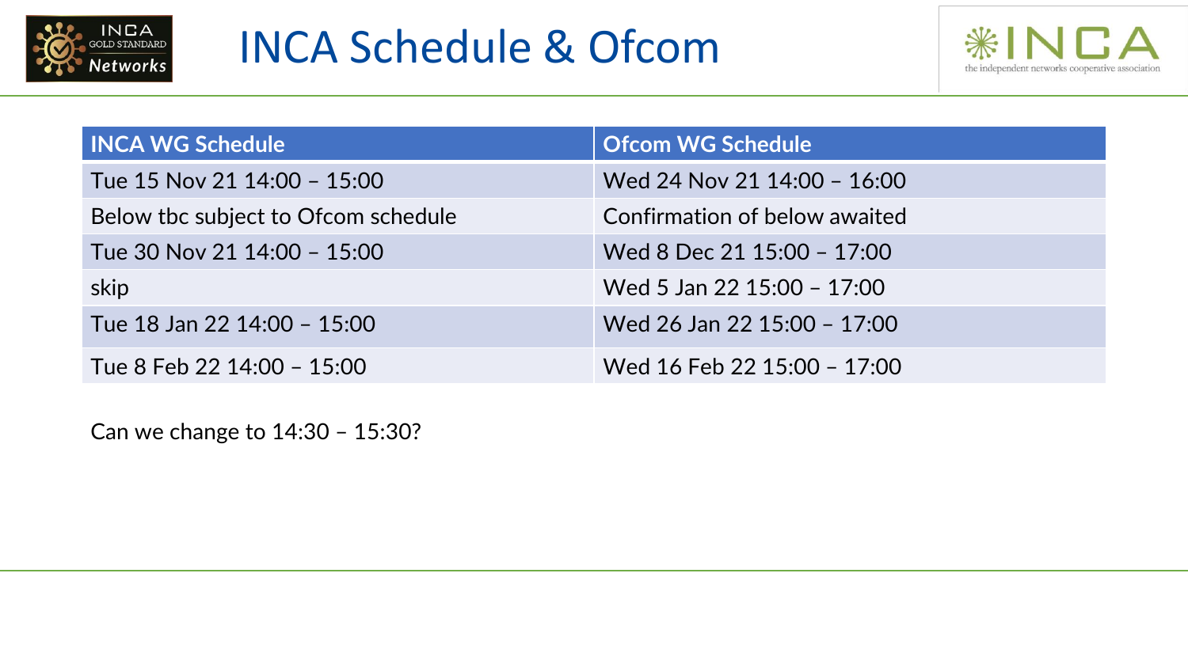# INCA Schedule & Ofcom

| INCA WG Schedule | Ofcom WG Schedule |
| --- | --- |
| Tue 15 Nov 21 14:00 – 15:00 | Wed 24 Nov 21 14:00 – 16:00 |
| Below tbc subject to Ofcom schedule | Confirmation of below awaited |
| Tue 30 Nov 21 14:00 – 15:00 | Wed 8 Dec 21 15:00 – 17:00 |
| skip | Wed 5 Jan 22 15:00 – 17:00 |
| Tue 18 Jan 22 14:00 – 15:00 | Wed 26 Jan 22 15:00 – 17:00 |
| Tue 8 Feb 22 14:00 – 15:00 | Wed 16 Feb 22 15:00 – 17:00 |

Can we change to 14:30 – 15:30?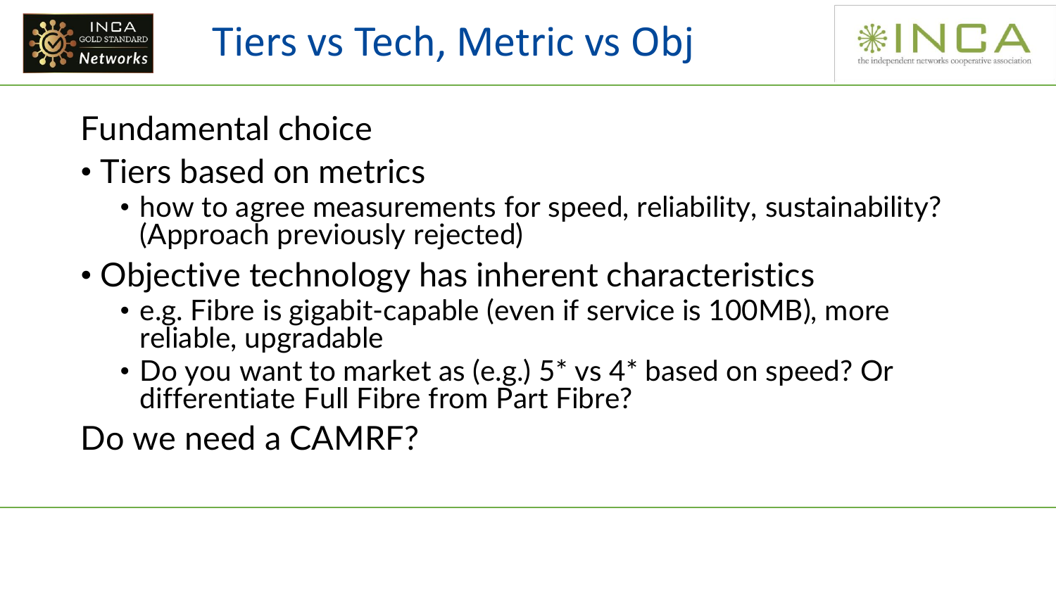# Tiers vs Tech, Metric vs Obj

Fundamental choice

- Tiers based on metrics
  - how to agree measurements for speed, reliability, sustainability? (Approach previously rejected)
- Objective technology has inherent characteristics
  - e.g. Fibre is gigabit-capable (even if service is 100MB), more reliable, upgradable
  - Do you want to market as (e.g.) 5* vs 4* based on speed? Or differentiate Full Fibre from Part Fibre?

Do we need a CAMRF?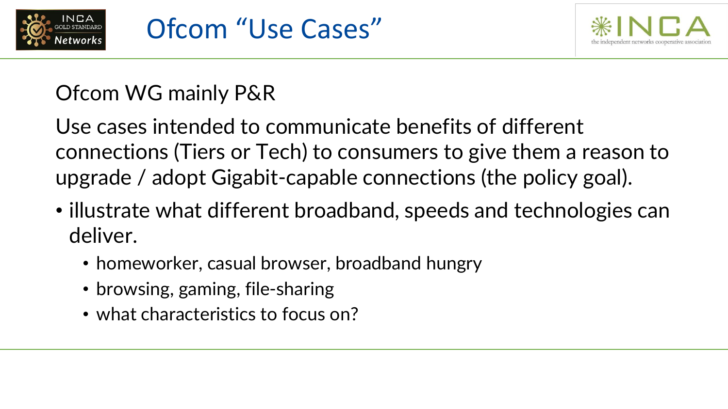# Ofcom "Use Cases"

Ofcom WG mainly P&R

Use cases intended to communicate benefits of different connections (Tiers or Tech) to consumers to give them a reason to upgrade / adopt Gigabit-capable connections (the policy goal).

- illustrate what different broadband, speeds and technologies can deliver.
  - homeworker, casual browser, broadband hungry
  - browsing, gaming, file-sharing
  - what characteristics to focus on?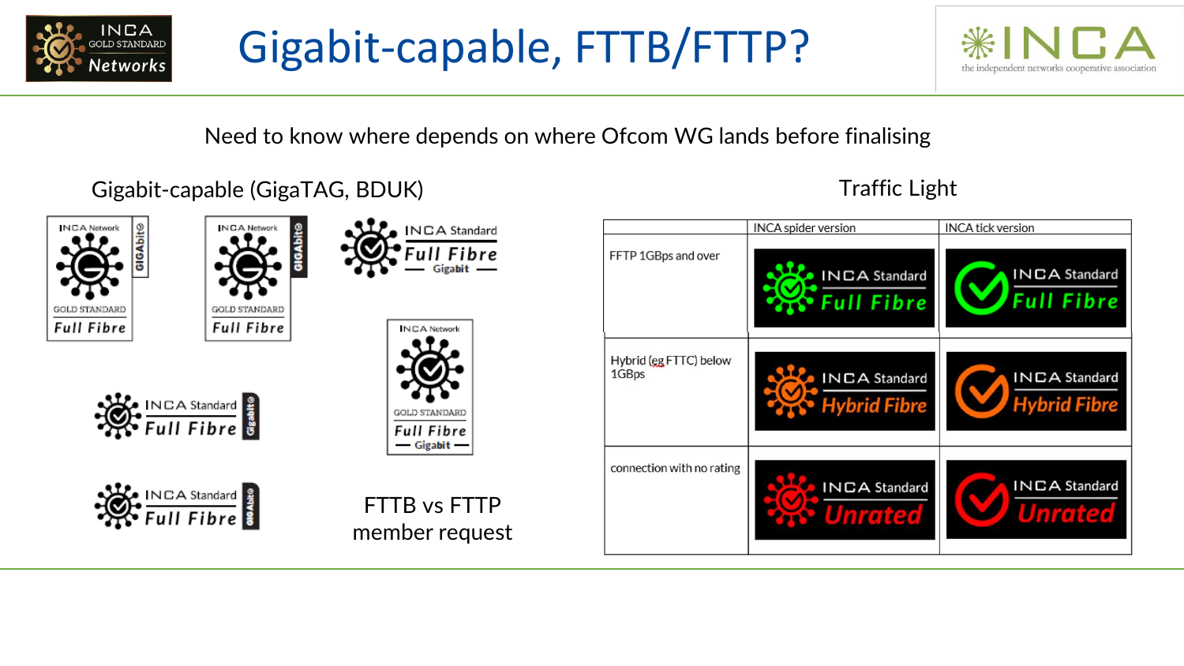# Gigabit-capable, FTTB/FTTP?

Need to know where depends on where Ofcom WG lands before finalising

## Gigabit-capable (GigaTAG, BDUK)

INCA Network GOLD STANDARD Full Fibre GIGAbit

INCA Network GOLD STANDARD Full Fibre GIGAbit

INCA Standard Full Fibre Gigabit

INCA Standard Full Fibre Gigabit

INCA Network GOLD STANDARD Full Fibre Gigabit

INCA Standard Full Fibre Gigabit

FTTB vs FTTP member request

## Traffic Light

| | INCA spider version | INCA tick version |
|---|---|---|
| FFTP 1GBps and over | INCA Standard Full Fibre | INCA Standard Full Fibre |
| Hybrid (eg FTTC) below 1GBps | INCA Standard Hybrid Fibre | INCA Standard Hybrid Fibre |
| connection with no rating | INCA Standard Unrated | INCA Standard Unrated |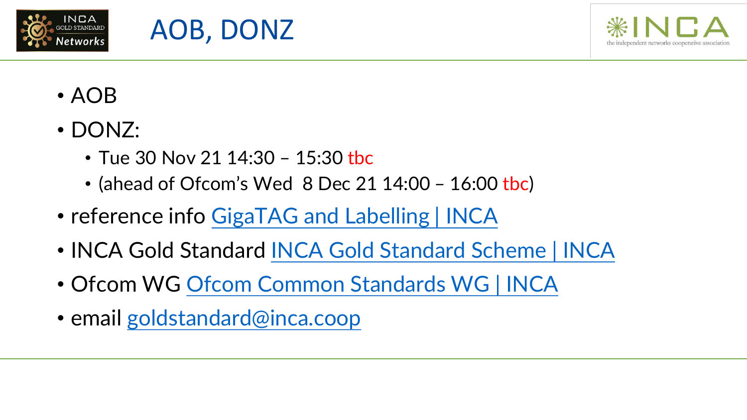# AOB, DONZ

- AOB
- DONZ:
  - Tue 30 Nov 21 14:30 – 15:30 tbc
  - (ahead of Ofcom's Wed 8 Dec 21 14:00 – 16:00 tbc)
- reference info GigaTAG and Labelling | INCA
- INCA Gold Standard INCA Gold Standard Scheme | INCA
- Ofcom WG Ofcom Common Standards WG | INCA
- email goldstandard@inca.coop